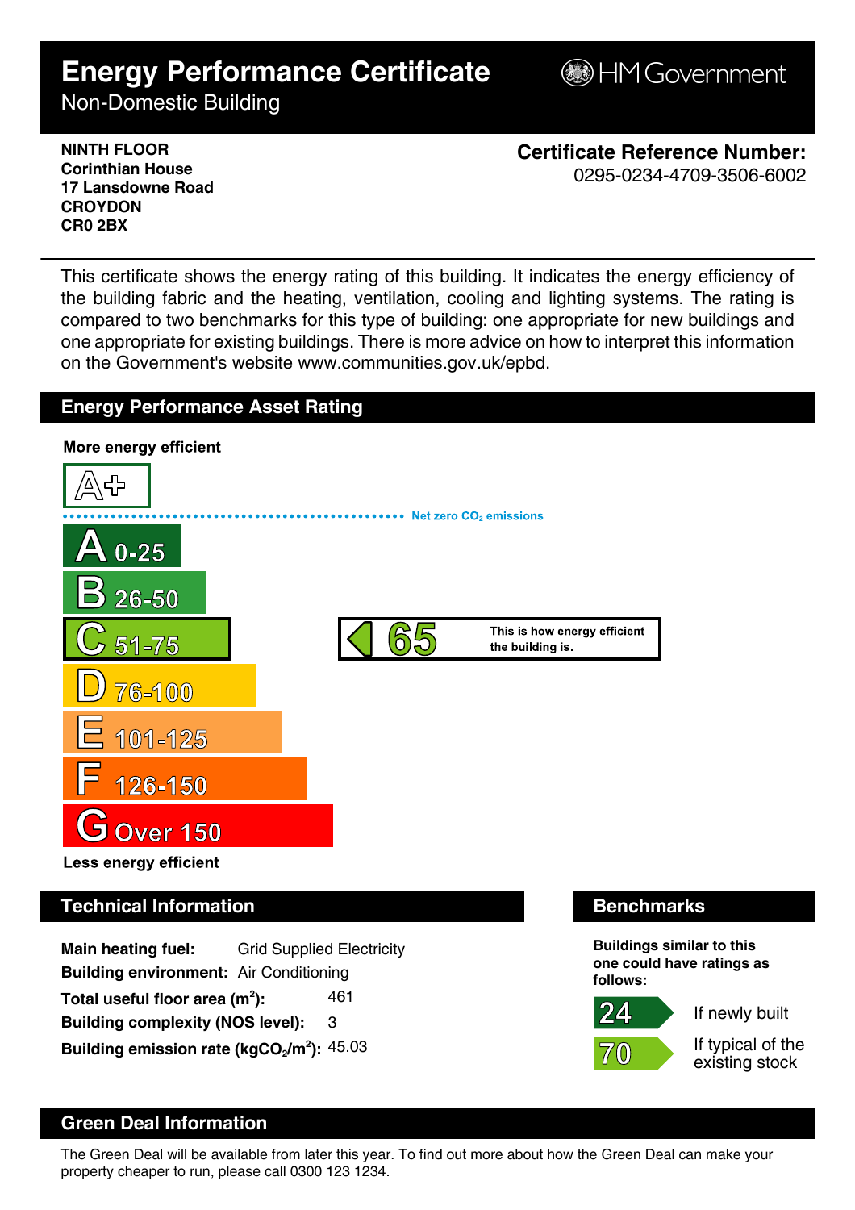# Energy Performance Certificate

Non-Domestic Building

HM Government

**NINTH FLOOR**
**Corinthian House**
**17 Lansdowne Road**
**CROYDON**
**CR0 2BX**

**Certificate Reference Number:**
0295-0234-4709-3506-6002

This certificate shows the energy rating of this building. It indicates the energy efficiency of the building fabric and the heating, ventilation, cooling and lighting systems. The rating is compared to two benchmarks for this type of building: one appropriate for new buildings and one appropriate for existing buildings. There is more advice on how to interpret this information on the Government's website www.communities.gov.uk/epbd.

## Energy Performance Asset Rating

**More energy efficient**

A+

Net zero $CO_2$ emissions

- A 0-25
- B 26-50
- C 51-75
- D 76-100
- E 101-125
- F 126-150
- G Over 150

**65** — This is how energy efficient the building is.

**Less energy efficient**

## Technical Information

**Main heating fuel:** Grid Supplied Electricity
**Building environment:** Air Conditioning
**Total useful floor area ($m^2$):** 461
**Building complexity (NOS level):** 3
**Building emission rate ($kgCO_2/m^2$):** 45.03

## Benchmarks

**Buildings similar to this one could have ratings as follows:**

- **24** If newly built
- **70** If typical of the existing stock

## Green Deal Information

The Green Deal will be available from later this year. To find out more about how the Green Deal can make your property cheaper to run, please call 0300 123 1234.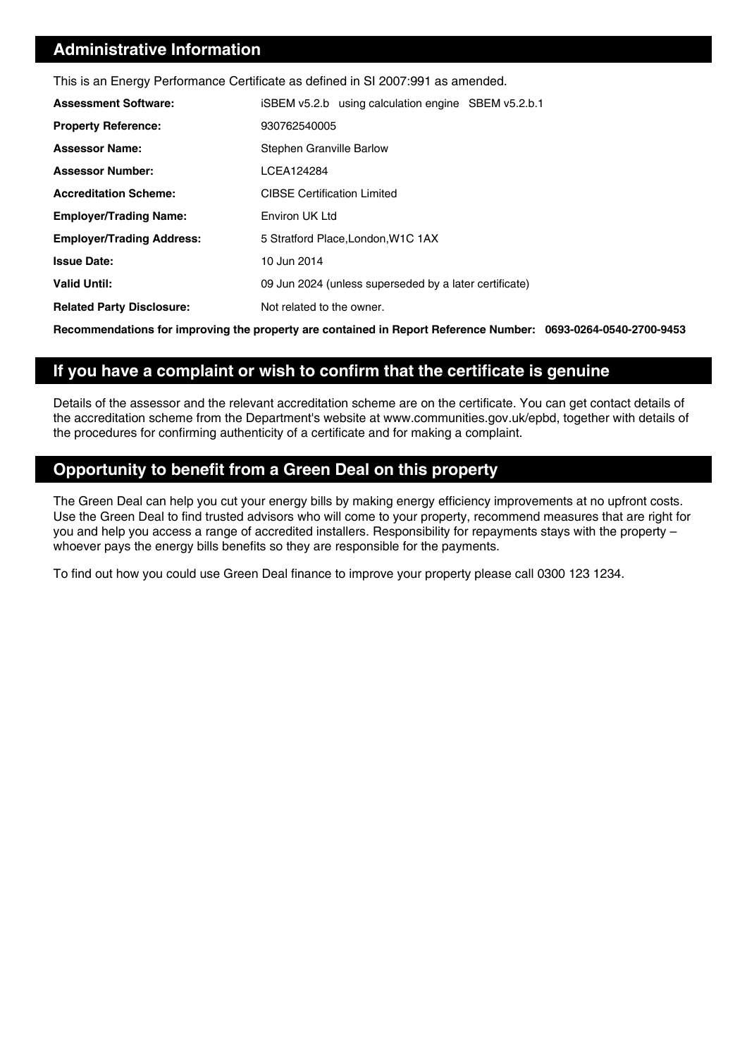## Administrative Information

This is an Energy Performance Certificate as defined in SI 2007:991 as amended.

| | |
|---|---|
| **Assessment Software:** | iSBEM v5.2.b using calculation engine SBEM v5.2.b.1 |
| **Property Reference:** | 930762540005 |
| **Assessor Name:** | Stephen Granville Barlow |
| **Assessor Number:** | LCEA124284 |
| **Accreditation Scheme:** | CIBSE Certification Limited |
| **Employer/Trading Name:** | Environ UK Ltd |
| **Employer/Trading Address:** | 5 Stratford Place,London,W1C 1AX |
| **Issue Date:** | 10 Jun 2014 |
| **Valid Until:** | 09 Jun 2024 (unless superseded by a later certificate) |
| **Related Party Disclosure:** | Not related to the owner. |

**Recommendations for improving the property are contained in Report Reference Number: 0693-0264-0540-2700-9453**

## If you have a complaint or wish to confirm that the certificate is genuine

Details of the assessor and the relevant accreditation scheme are on the certificate. You can get contact details of the accreditation scheme from the Department's website at www.communities.gov.uk/epbd, together with details of the procedures for confirming authenticity of a certificate and for making a complaint.

## Opportunity to benefit from a Green Deal on this property

The Green Deal can help you cut your energy bills by making energy efficiency improvements at no upfront costs. Use the Green Deal to find trusted advisors who will come to your property, recommend measures that are right for you and help you access a range of accredited installers. Responsibility for repayments stays with the property – whoever pays the energy bills benefits so they are responsible for the payments.

To find out how you could use Green Deal finance to improve your property please call 0300 123 1234.